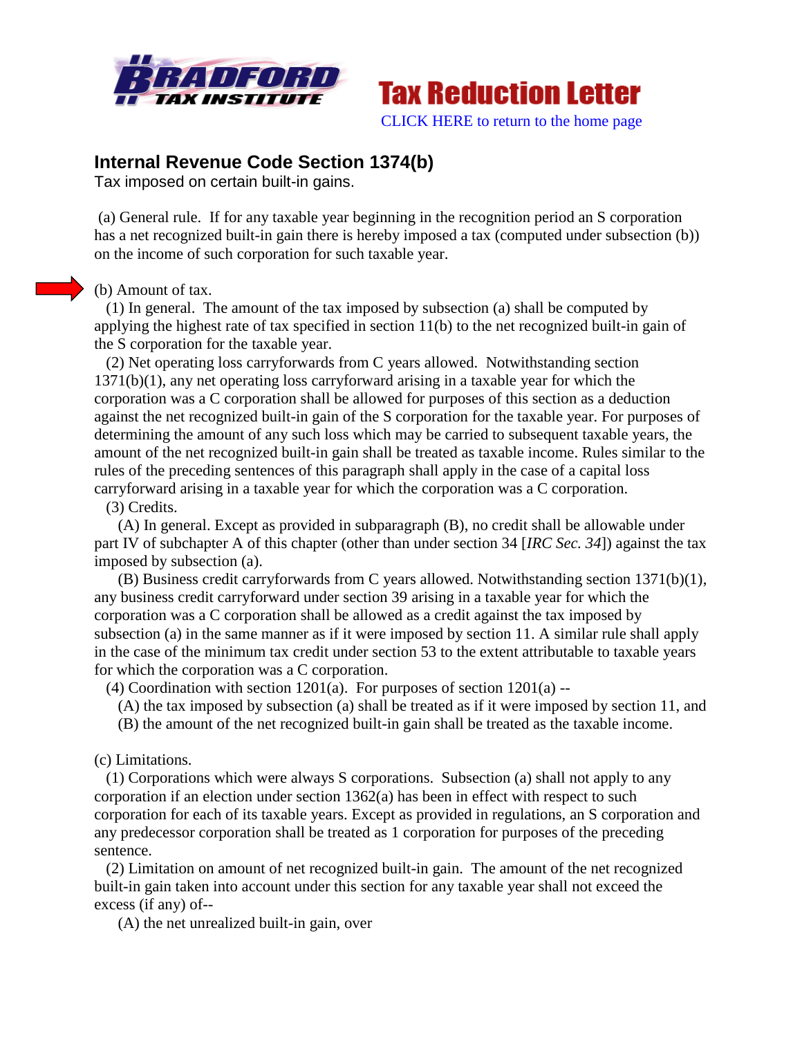Tax Reduction Letter

CLICK HERE to return to the home page

## Internal Revenue Code Section 1374(b)

Tax imposed on certain built-in gains.

(a) General rule. If for any taxable year beginning in the recognition period an S corporation has a net recognized built-in gain there is hereby imposed a tax (computed under subsection (b)) on the income of such corporation for such taxable year.

(b) Amount of tax.

(1) In general. The amount of the tax imposed by subsection (a) shall be computed by applying the highest rate of tax specified in section 11(b) to the net recognized built-in gain of the S corporation for the taxable year.

(2) Net operating loss carryforwards from C years allowed. Notwithstanding section 1371(b)(1), any net operating loss carryforward arising in a taxable year for which the corporation was a C corporation shall be allowed for purposes of this section as a deduction against the net recognized built-in gain of the S corporation for the taxable year. For purposes of determining the amount of any such loss which may be carried to subsequent taxable years, the amount of the net recognized built-in gain shall be treated as taxable income. Rules similar to the rules of the preceding sentences of this paragraph shall apply in the case of a capital loss carryforward arising in a taxable year for which the corporation was a C corporation.

(3) Credits.

(A) In general. Except as provided in subparagraph (B), no credit shall be allowable under part IV of subchapter A of this chapter (other than under section 34 [*IRC Sec. 34*]) against the tax imposed by subsection (a).

(B) Business credit carryforwards from C years allowed. Notwithstanding section 1371(b)(1), any business credit carryforward under section 39 arising in a taxable year for which the corporation was a C corporation shall be allowed as a credit against the tax imposed by subsection (a) in the same manner as if it were imposed by section 11. A similar rule shall apply in the case of the minimum tax credit under section 53 to the extent attributable to taxable years for which the corporation was a C corporation.

(4) Coordination with section 1201(a). For purposes of section 1201(a) --

(A) the tax imposed by subsection (a) shall be treated as if it were imposed by section 11, and

(B) the amount of the net recognized built-in gain shall be treated as the taxable income.

(c) Limitations.

(1) Corporations which were always S corporations. Subsection (a) shall not apply to any corporation if an election under section 1362(a) has been in effect with respect to such corporation for each of its taxable years. Except as provided in regulations, an S corporation and any predecessor corporation shall be treated as 1 corporation for purposes of the preceding sentence.

(2) Limitation on amount of net recognized built-in gain. The amount of the net recognized built-in gain taken into account under this section for any taxable year shall not exceed the excess (if any) of--

(A) the net unrealized built-in gain, over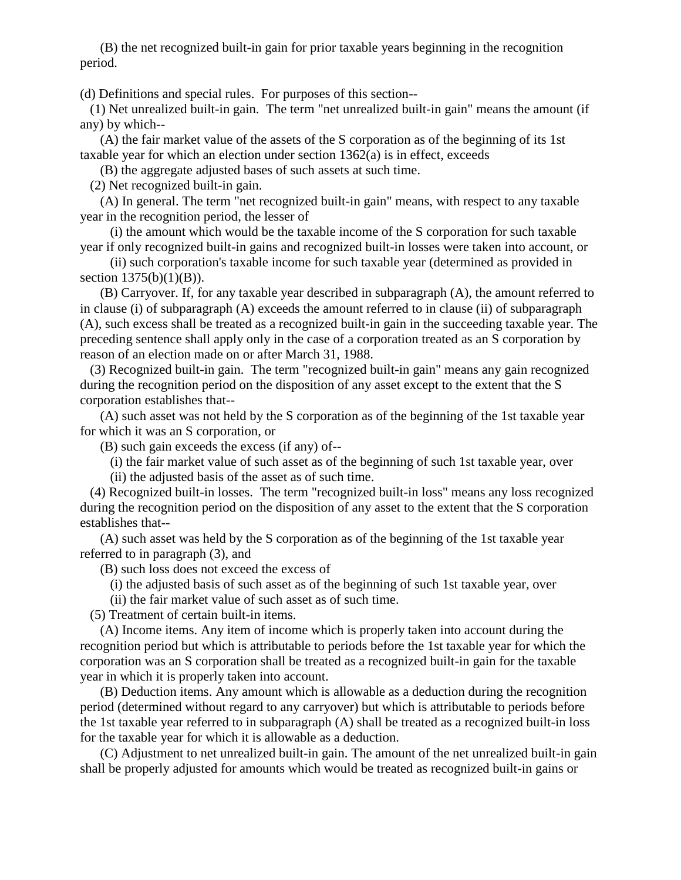(B) the net recognized built-in gain for prior taxable years beginning in the recognition period.

(d) Definitions and special rules. For purposes of this section--

(1) Net unrealized built-in gain. The term "net unrealized built-in gain" means the amount (if any) by which--

(A) the fair market value of the assets of the S corporation as of the beginning of its 1st taxable year for which an election under section 1362(a) is in effect, exceeds

(B) the aggregate adjusted bases of such assets at such time.

(2) Net recognized built-in gain.

(A) In general. The term "net recognized built-in gain" means, with respect to any taxable year in the recognition period, the lesser of

(i) the amount which would be the taxable income of the S corporation for such taxable year if only recognized built-in gains and recognized built-in losses were taken into account, or

(ii) such corporation's taxable income for such taxable year (determined as provided in section 1375(b)(1)(B)).

(B) Carryover. If, for any taxable year described in subparagraph (A), the amount referred to in clause (i) of subparagraph (A) exceeds the amount referred to in clause (ii) of subparagraph (A), such excess shall be treated as a recognized built-in gain in the succeeding taxable year. The preceding sentence shall apply only in the case of a corporation treated as an S corporation by reason of an election made on or after March 31, 1988.

(3) Recognized built-in gain. The term "recognized built-in gain" means any gain recognized during the recognition period on the disposition of any asset except to the extent that the S corporation establishes that--

(A) such asset was not held by the S corporation as of the beginning of the 1st taxable year for which it was an S corporation, or

(B) such gain exceeds the excess (if any) of--

(i) the fair market value of such asset as of the beginning of such 1st taxable year, over

(ii) the adjusted basis of the asset as of such time.

(4) Recognized built-in losses. The term "recognized built-in loss" means any loss recognized during the recognition period on the disposition of any asset to the extent that the S corporation establishes that--

(A) such asset was held by the S corporation as of the beginning of the 1st taxable year referred to in paragraph (3), and

(B) such loss does not exceed the excess of

(i) the adjusted basis of such asset as of the beginning of such 1st taxable year, over

(ii) the fair market value of such asset as of such time.

(5) Treatment of certain built-in items.

(A) Income items. Any item of income which is properly taken into account during the recognition period but which is attributable to periods before the 1st taxable year for which the corporation was an S corporation shall be treated as a recognized built-in gain for the taxable year in which it is properly taken into account.

(B) Deduction items. Any amount which is allowable as a deduction during the recognition period (determined without regard to any carryover) but which is attributable to periods before the 1st taxable year referred to in subparagraph (A) shall be treated as a recognized built-in loss for the taxable year for which it is allowable as a deduction.

(C) Adjustment to net unrealized built-in gain. The amount of the net unrealized built-in gain shall be properly adjusted for amounts which would be treated as recognized built-in gains or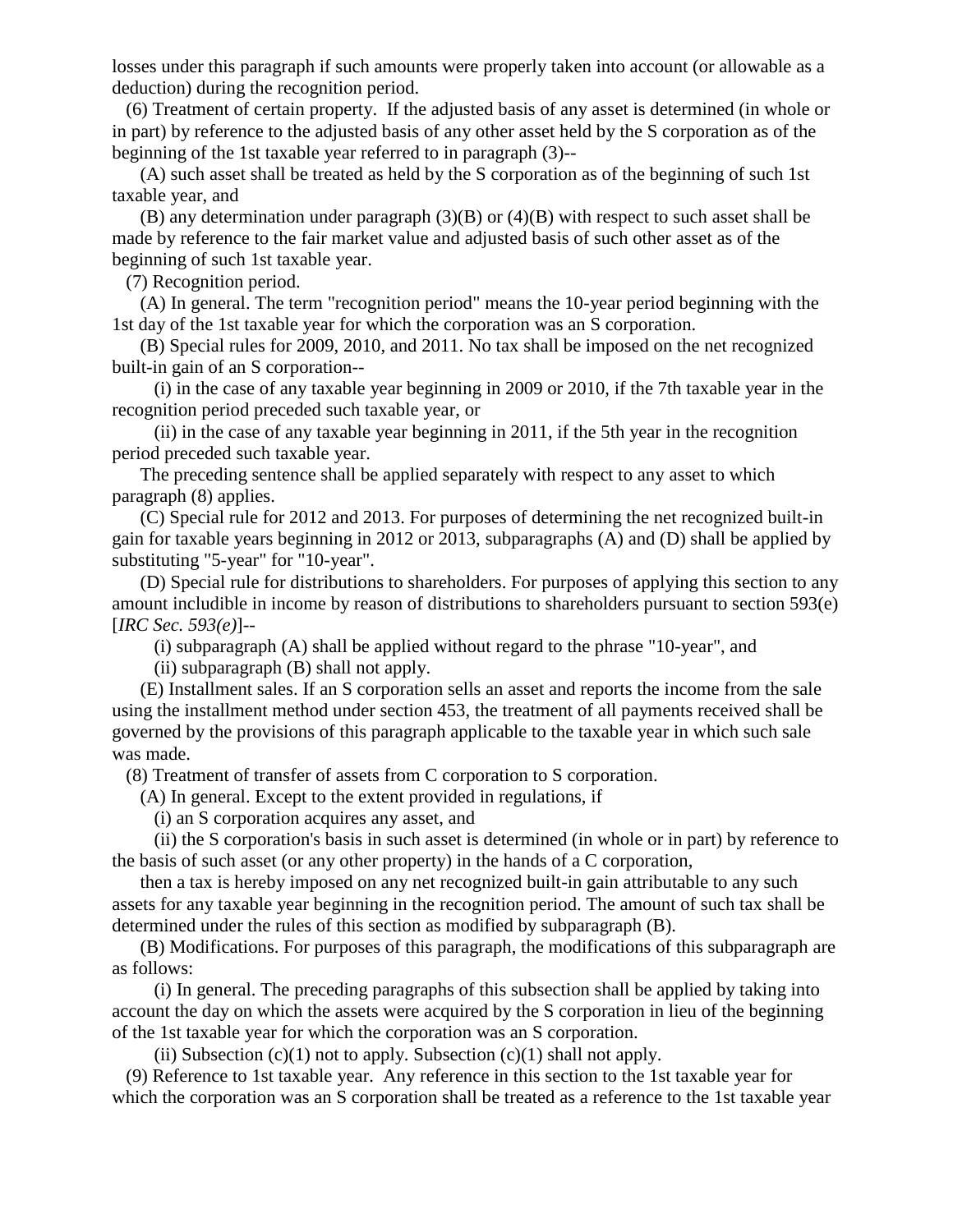losses under this paragraph if such amounts were properly taken into account (or allowable as a deduction) during the recognition period.

(6) Treatment of certain property. If the adjusted basis of any asset is determined (in whole or in part) by reference to the adjusted basis of any other asset held by the S corporation as of the beginning of the 1st taxable year referred to in paragraph (3)--

(A) such asset shall be treated as held by the S corporation as of the beginning of such 1st taxable year, and

(B) any determination under paragraph (3)(B) or (4)(B) with respect to such asset shall be made by reference to the fair market value and adjusted basis of such other asset as of the beginning of such 1st taxable year.

(7) Recognition period.

(A) In general. The term "recognition period" means the 10-year period beginning with the 1st day of the 1st taxable year for which the corporation was an S corporation.

(B) Special rules for 2009, 2010, and 2011. No tax shall be imposed on the net recognized built-in gain of an S corporation--

(i) in the case of any taxable year beginning in 2009 or 2010, if the 7th taxable year in the recognition period preceded such taxable year, or

(ii) in the case of any taxable year beginning in 2011, if the 5th year in the recognition period preceded such taxable year.

The preceding sentence shall be applied separately with respect to any asset to which paragraph (8) applies.

(C) Special rule for 2012 and 2013. For purposes of determining the net recognized built-in gain for taxable years beginning in 2012 or 2013, subparagraphs (A) and (D) shall be applied by substituting "5-year" for "10-year".

(D) Special rule for distributions to shareholders. For purposes of applying this section to any amount includible in income by reason of distributions to shareholders pursuant to section 593(e) [*IRC Sec. 593(e)*]--

(i) subparagraph (A) shall be applied without regard to the phrase "10-year", and

(ii) subparagraph (B) shall not apply.

(E) Installment sales. If an S corporation sells an asset and reports the income from the sale using the installment method under section 453, the treatment of all payments received shall be governed by the provisions of this paragraph applicable to the taxable year in which such sale was made.

(8) Treatment of transfer of assets from C corporation to S corporation.

(A) In general. Except to the extent provided in regulations, if

(i) an S corporation acquires any asset, and

(ii) the S corporation's basis in such asset is determined (in whole or in part) by reference to the basis of such asset (or any other property) in the hands of a C corporation,

then a tax is hereby imposed on any net recognized built-in gain attributable to any such assets for any taxable year beginning in the recognition period. The amount of such tax shall be determined under the rules of this section as modified by subparagraph (B).

(B) Modifications. For purposes of this paragraph, the modifications of this subparagraph are as follows:

(i) In general. The preceding paragraphs of this subsection shall be applied by taking into account the day on which the assets were acquired by the S corporation in lieu of the beginning of the 1st taxable year for which the corporation was an S corporation.

(ii) Subsection (c)(1) not to apply. Subsection (c)(1) shall not apply.

(9) Reference to 1st taxable year. Any reference in this section to the 1st taxable year for which the corporation was an S corporation shall be treated as a reference to the 1st taxable year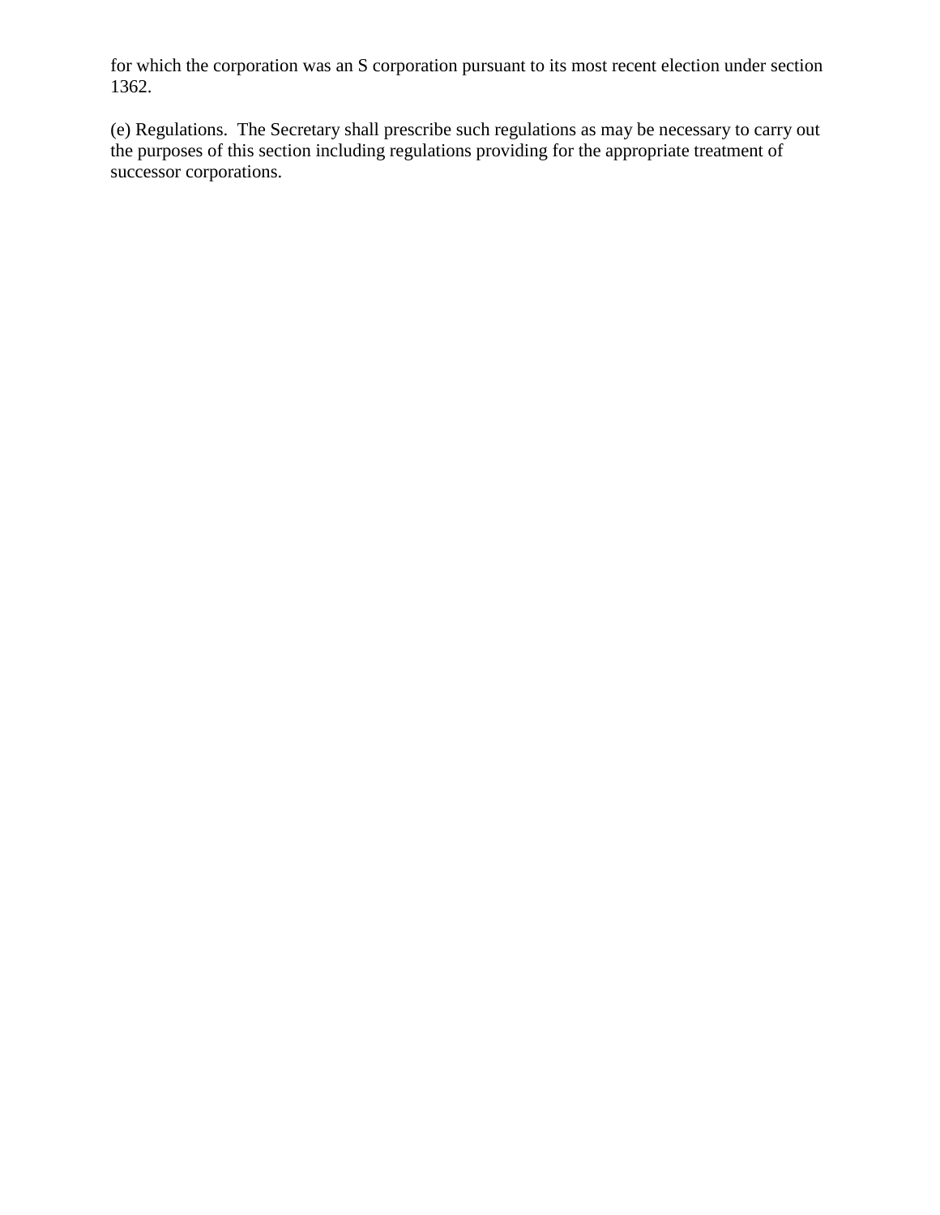for which the corporation was an S corporation pursuant to its most recent election under section 1362.

(e) Regulations. The Secretary shall prescribe such regulations as may be necessary to carry out the purposes of this section including regulations providing for the appropriate treatment of successor corporations.